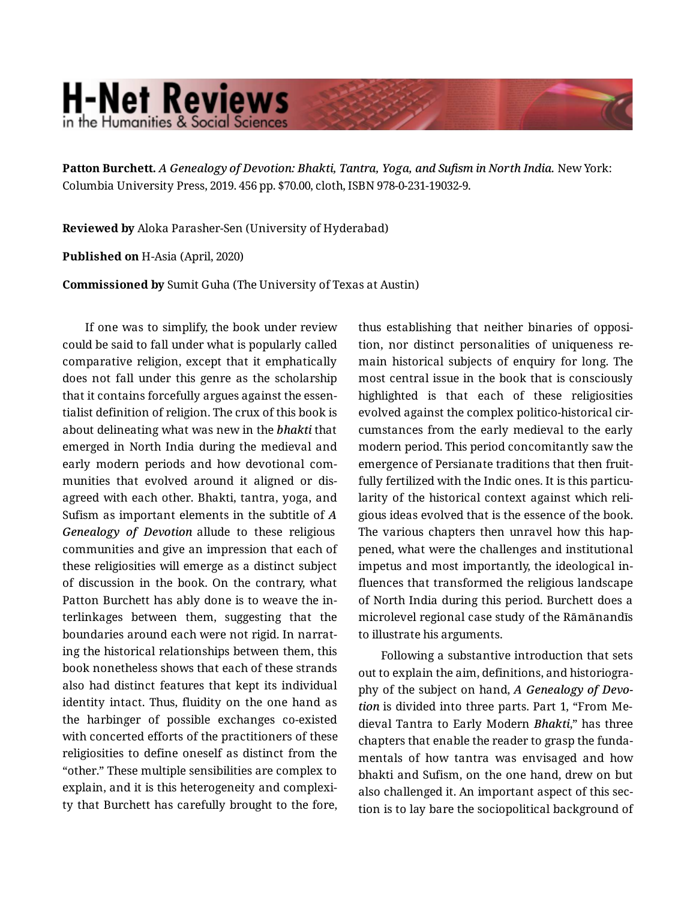**Patton Burchett.** *A Genealogy of Devotion: Bhakti, Tantra, Yoga, and Sufism in North India.* New York: Columbia University Press, 2019. 456 pp. $70.00, cloth, ISBN 978-0-231-19032-9.

**Reviewed by** Aloka Parasher-Sen (University of Hyderabad)

**Published on** H-Asia (April, 2020)

**Commissioned by** Sumit Guha (The University of Texas at Austin)

If one was to simplify, the book under review could be said to fall under what is popularly called comparative religion, except that it emphatically does not fall under this genre as the scholarship that it contains forcefully argues against the essentialist definition of religion. The crux of this book is about delineating what was new in the ***bhakti*** that emerged in North India during the medieval and early modern periods and how devotional communities that evolved around it aligned or disagreed with each other. Bhakti, tantra, yoga, and Sufism as important elements in the subtitle of ***A Genealogy of Devotion*** allude to these religious communities and give an impression that each of these religiosities will emerge as a distinct subject of discussion in the book. On the contrary, what Patton Burchett has ably done is to weave the interlinkages between them, suggesting that the boundaries around each were not rigid. In narrating the historical relationships between them, this book nonetheless shows that each of these strands also had distinct features that kept its individual identity intact. Thus, fluidity on the one hand as the harbinger of possible exchanges co-existed with concerted efforts of the practitioners of these religiosities to define oneself as distinct from the "other." These multiple sensibilities are complex to explain, and it is this heterogeneity and complexity that Burchett has carefully brought to the fore, thus establishing that neither binaries of opposition, nor distinct personalities of uniqueness remain historical subjects of enquiry for long. The most central issue in the book that is consciously highlighted is that each of these religiosities evolved against the complex politico-historical circumstances from the early medieval to the early modern period. This period concomitantly saw the emergence of Persianate traditions that then fruitfully fertilized with the Indic ones. It is this particularity of the historical context against which religious ideas evolved that is the essence of the book. The various chapters then unravel how this happened, what were the challenges and institutional impetus and most importantly, the ideological influences that transformed the religious landscape of North India during this period. Burchett does a microlevel regional case study of the Rāmānandīs to illustrate his arguments.

Following a substantive introduction that sets out to explain the aim, definitions, and historiography of the subject on hand, ***A Genealogy of Devotion*** is divided into three parts. Part 1, "From Medieval Tantra to Early Modern ***Bhakti***," has three chapters that enable the reader to grasp the fundamentals of how tantra was envisaged and how bhakti and Sufism, on the one hand, drew on but also challenged it. An important aspect of this section is to lay bare the sociopolitical background of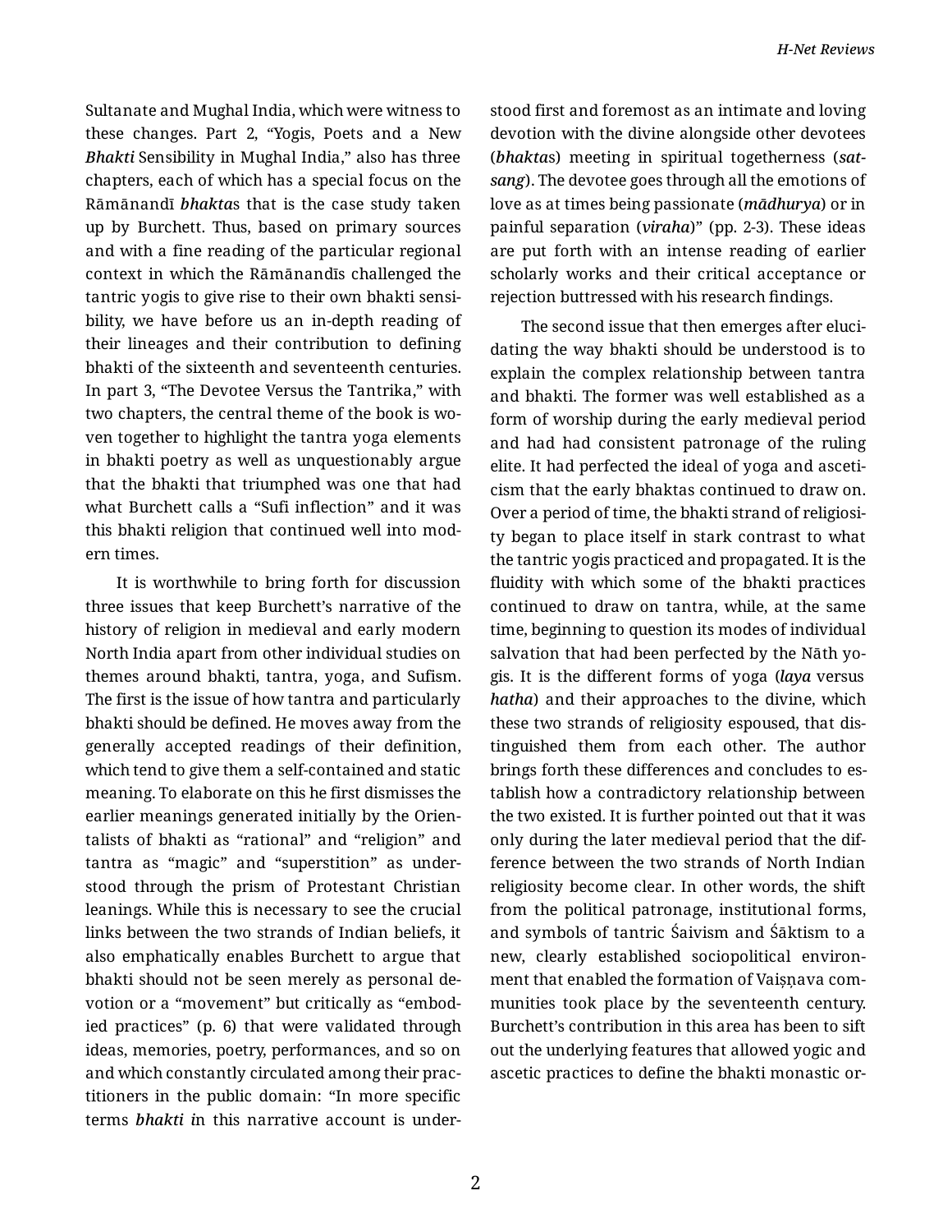Sultanate and Mughal India, which were witness to these changes. Part 2, "Yogis, Poets and a New *Bhakti* Sensibility in Mughal India," also has three chapters, each of which has a special focus on the Rāmānandī *bhakta*s that is the case study taken up by Burchett. Thus, based on primary sources and with a fine reading of the particular regional context in which the Rāmānandīs challenged the tantric yogis to give rise to their own bhakti sensibility, we have before us an in-depth reading of their lineages and their contribution to defining bhakti of the sixteenth and seventeenth centuries. In part 3, "The Devotee Versus the Tantrika," with two chapters, the central theme of the book is woven together to highlight the tantra yoga elements in bhakti poetry as well as unquestionably argue that the bhakti that triumphed was one that had what Burchett calls a "Sufi inflection" and it was this bhakti religion that continued well into modern times.

It is worthwhile to bring forth for discussion three issues that keep Burchett's narrative of the history of religion in medieval and early modern North India apart from other individual studies on themes around bhakti, tantra, yoga, and Sufism. The first is the issue of how tantra and particularly bhakti should be defined. He moves away from the generally accepted readings of their definition, which tend to give them a self-contained and static meaning. To elaborate on this he first dismisses the earlier meanings generated initially by the Orientalists of bhakti as "rational" and "religion" and tantra as "magic" and "superstition" as understood through the prism of Protestant Christian leanings. While this is necessary to see the crucial links between the two strands of Indian beliefs, it also emphatically enables Burchett to argue that bhakti should not be seen merely as personal devotion or a "movement" but critically as "embodied practices" (p. 6) that were validated through ideas, memories, poetry, performances, and so on and which constantly circulated among their practitioners in the public domain: "In more specific terms *bhakti i*n this narrative account is understood first and foremost as an intimate and loving devotion with the divine alongside other devotees (*bhakta*s) meeting in spiritual togetherness (*satsang*). The devotee goes through all the emotions of love as at times being passionate (*mādhurya*) or in painful separation (*viraha*)" (pp. 2-3). These ideas are put forth with an intense reading of earlier scholarly works and their critical acceptance or rejection buttressed with his research findings.

The second issue that then emerges after elucidating the way bhakti should be understood is to explain the complex relationship between tantra and bhakti. The former was well established as a form of worship during the early medieval period and had had consistent patronage of the ruling elite. It had perfected the ideal of yoga and asceticism that the early bhaktas continued to draw on. Over a period of time, the bhakti strand of religiosity began to place itself in stark contrast to what the tantric yogis practiced and propagated. It is the fluidity with which some of the bhakti practices continued to draw on tantra, while, at the same time, beginning to question its modes of individual salvation that had been perfected by the Nāth yogis. It is the different forms of yoga (*laya* versus *hatha*) and their approaches to the divine, which these two strands of religiosity espoused, that distinguished them from each other. The author brings forth these differences and concludes to establish how a contradictory relationship between the two existed. It is further pointed out that it was only during the later medieval period that the difference between the two strands of North Indian religiosity become clear. In other words, the shift from the political patronage, institutional forms, and symbols of tantric Śaivism and Śāktism to a new, clearly established sociopolitical environment that enabled the formation of Vaiṣṇava communities took place by the seventeenth century. Burchett's contribution in this area has been to sift out the underlying features that allowed yogic and ascetic practices to define the bhakti monastic or-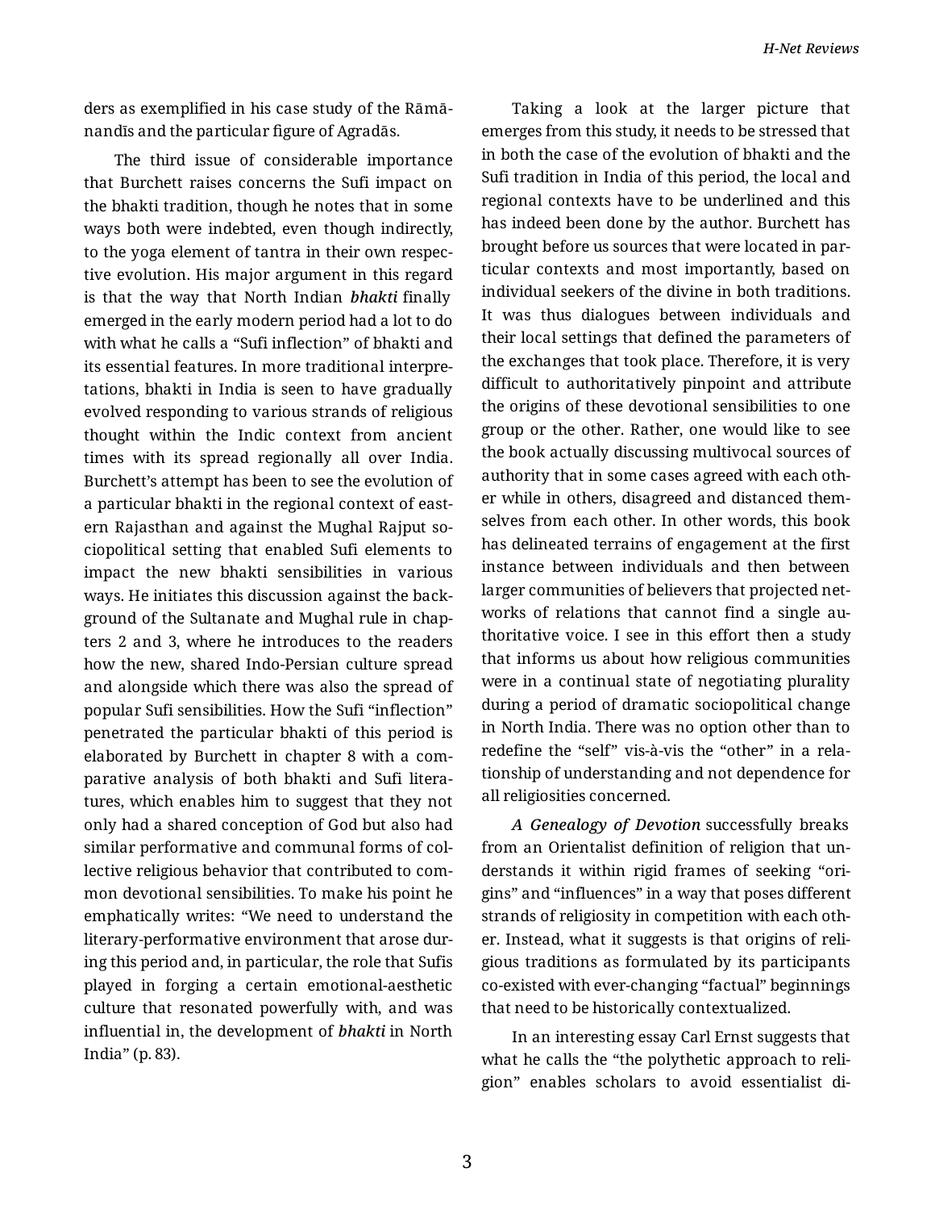ders as exemplified in his case study of the Rāmānandīs and the particular figure of Agradās.

The third issue of considerable importance that Burchett raises concerns the Sufi impact on the bhakti tradition, though he notes that in some ways both were indebted, even though indirectly, to the yoga element of tantra in their own respective evolution. His major argument in this regard is that the way that North Indian *bhakti* finally emerged in the early modern period had a lot to do with what he calls a "Sufi inflection" of bhakti and its essential features. In more traditional interpretations, bhakti in India is seen to have gradually evolved responding to various strands of religious thought within the Indic context from ancient times with its spread regionally all over India. Burchett's attempt has been to see the evolution of a particular bhakti in the regional context of eastern Rajasthan and against the Mughal Rajput sociopolitical setting that enabled Sufi elements to impact the new bhakti sensibilities in various ways. He initiates this discussion against the background of the Sultanate and Mughal rule in chapters 2 and 3, where he introduces to the readers how the new, shared Indo-Persian culture spread and alongside which there was also the spread of popular Sufi sensibilities. How the Sufi "inflection" penetrated the particular bhakti of this period is elaborated by Burchett in chapter 8 with a comparative analysis of both bhakti and Sufi literatures, which enables him to suggest that they not only had a shared conception of God but also had similar performative and communal forms of collective religious behavior that contributed to common devotional sensibilities. To make his point he emphatically writes: "We need to understand the literary-performative environment that arose during this period and, in particular, the role that Sufis played in forging a certain emotional-aesthetic culture that resonated powerfully with, and was influential in, the development of *bhakti* in North India" (p. 83).

Taking a look at the larger picture that emerges from this study, it needs to be stressed that in both the case of the evolution of bhakti and the Sufi tradition in India of this period, the local and regional contexts have to be underlined and this has indeed been done by the author. Burchett has brought before us sources that were located in particular contexts and most importantly, based on individual seekers of the divine in both traditions. It was thus dialogues between individuals and their local settings that defined the parameters of the exchanges that took place. Therefore, it is very difficult to authoritatively pinpoint and attribute the origins of these devotional sensibilities to one group or the other. Rather, one would like to see the book actually discussing multivocal sources of authority that in some cases agreed with each other while in others, disagreed and distanced themselves from each other. In other words, this book has delineated terrains of engagement at the first instance between individuals and then between larger communities of believers that projected networks of relations that cannot find a single authoritative voice. I see in this effort then a study that informs us about how religious communities were in a continual state of negotiating plurality during a period of dramatic sociopolitical change in North India. There was no option other than to redefine the "self" vis-à-vis the "other" in a relationship of understanding and not dependence for all religiosities concerned.

*A Genealogy of Devotion* successfully breaks from an Orientalist definition of religion that understands it within rigid frames of seeking "origins" and "influences" in a way that poses different strands of religiosity in competition with each other. Instead, what it suggests is that origins of religious traditions as formulated by its participants co-existed with ever-changing "factual" beginnings that need to be historically contextualized.

In an interesting essay Carl Ernst suggests that what he calls the "the polythetic approach to religion" enables scholars to avoid essentialist di-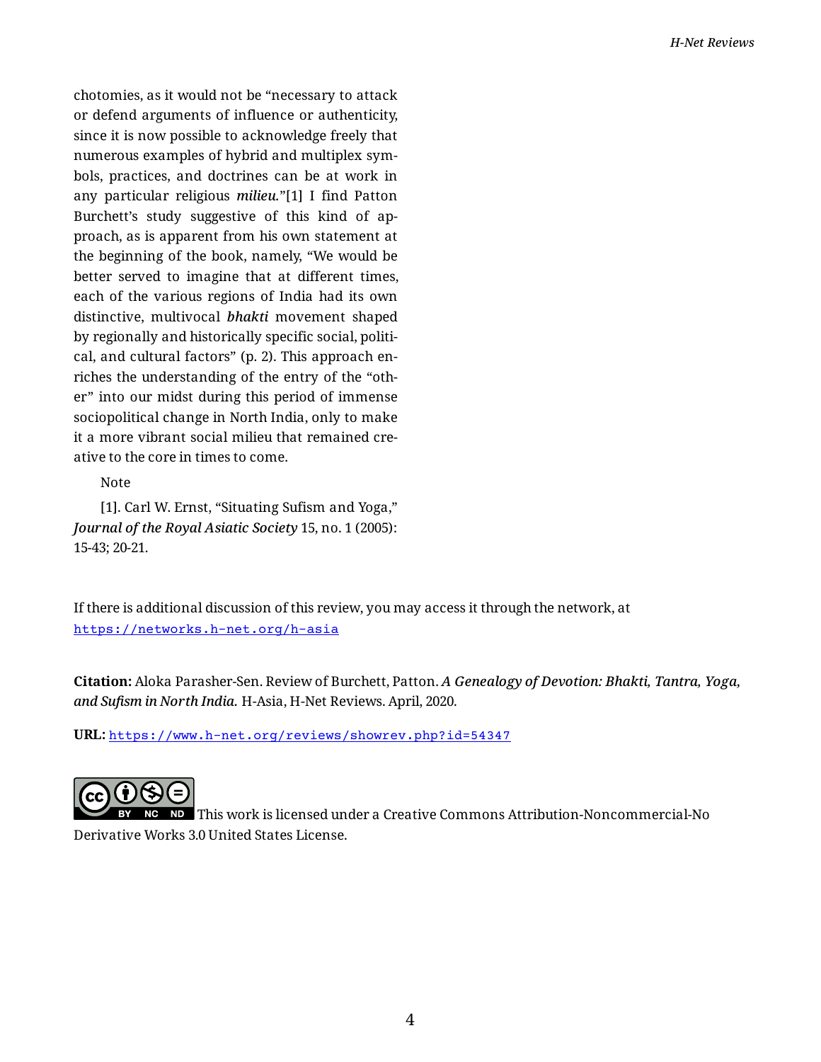chotomies, as it would not be "necessary to attack or defend arguments of influence or authenticity, since it is now possible to acknowledge freely that numerous examples of hybrid and multiplex symbols, practices, and doctrines can be at work in any particular religious ***milieu.***"[1] I find Patton Burchett's study suggestive of this kind of approach, as is apparent from his own statement at the beginning of the book, namely, "We would be better served to imagine that at different times, each of the various regions of India had its own distinctive, multivocal ***bhakti*** movement shaped by regionally and historically specific social, political, and cultural factors" (p. 2). This approach enriches the understanding of the entry of the "other" into our midst during this period of immense sociopolitical change in North India, only to make it a more vibrant social milieu that remained creative to the core in times to come.

Note

[1]. Carl W. Ernst, "Situating Sufism and Yoga," *Journal of the Royal Asiatic Society* 15, no. 1 (2005): 15-43; 20-21.

If there is additional discussion of this review, you may access it through the network, at https://networks.h-net.org/h-asia

**Citation:** Aloka Parasher-Sen. Review of Burchett, Patton. ***A Genealogy of Devotion: Bhakti, Tantra, Yoga, and Sufism in North India.*** H-Asia, H-Net Reviews. April, 2020.

**URL:** https://www.h-net.org/reviews/showrev.php?id=54347

This work is licensed under a Creative Commons Attribution-Noncommercial-No Derivative Works 3.0 United States License.